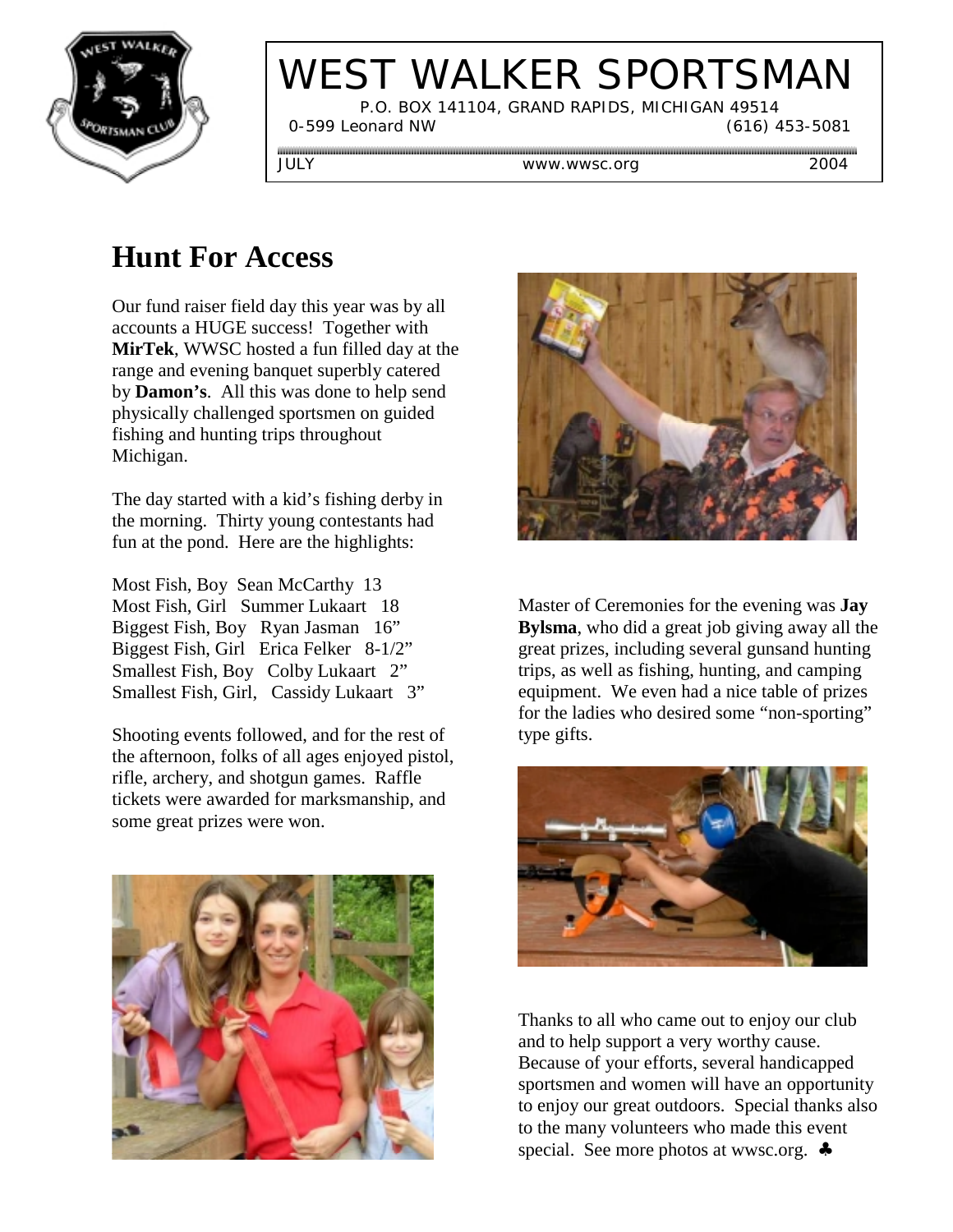# WEST WALKER SPORTSMAN

P.O. BOX 141104, GRAND RAPIDS, MICHIGAN 49514

0-599 Leonard NW (616) 453-5081

JULY www.wwsc.org 2004

## Hunt For Access

Our fund raiser field day this year was by all accounts a HUGE success! Together with **MirTek**, WWSC hosted a fun filled day at the range and evening banquet superbly catered by **Damon's**. All this was done to help send physically challenged sportsmen on guided fishing and hunting trips throughout Michigan.

The day started with a kid's fishing derby in the morning. Thirty young contestants had fun at the pond. Here are the highlights:

Most Fish, Boy Sean McCarthy 13
Most Fish, Girl Summer Lukaart 18
Biggest Fish, Boy Ryan Jasman 16"
Biggest Fish, Girl Erica Felker 8-1/2"
Smallest Fish, Boy Colby Lukaart 2"
Smallest Fish, Girl, Cassidy Lukaart 3"

Shooting events followed, and for the rest of the afternoon, folks of all ages enjoyed pistol, rifle, archery, and shotgun games. Raffle tickets were awarded for marksmanship, and some great prizes were won.

Master of Ceremonies for the evening was **Jay Bylsma**, who did a great job giving away all the great prizes, including several gunsand hunting trips, as well as fishing, hunting, and camping equipment. We even had a nice table of prizes for the ladies who desired some "non-sporting" type gifts.

Thanks to all who came out to enjoy our club and to help support a very worthy cause. Because of your efforts, several handicapped sportsmen and women will have an opportunity to enjoy our great outdoors. Special thanks also to the many volunteers who made this event special. See more photos at wwsc.org. ♣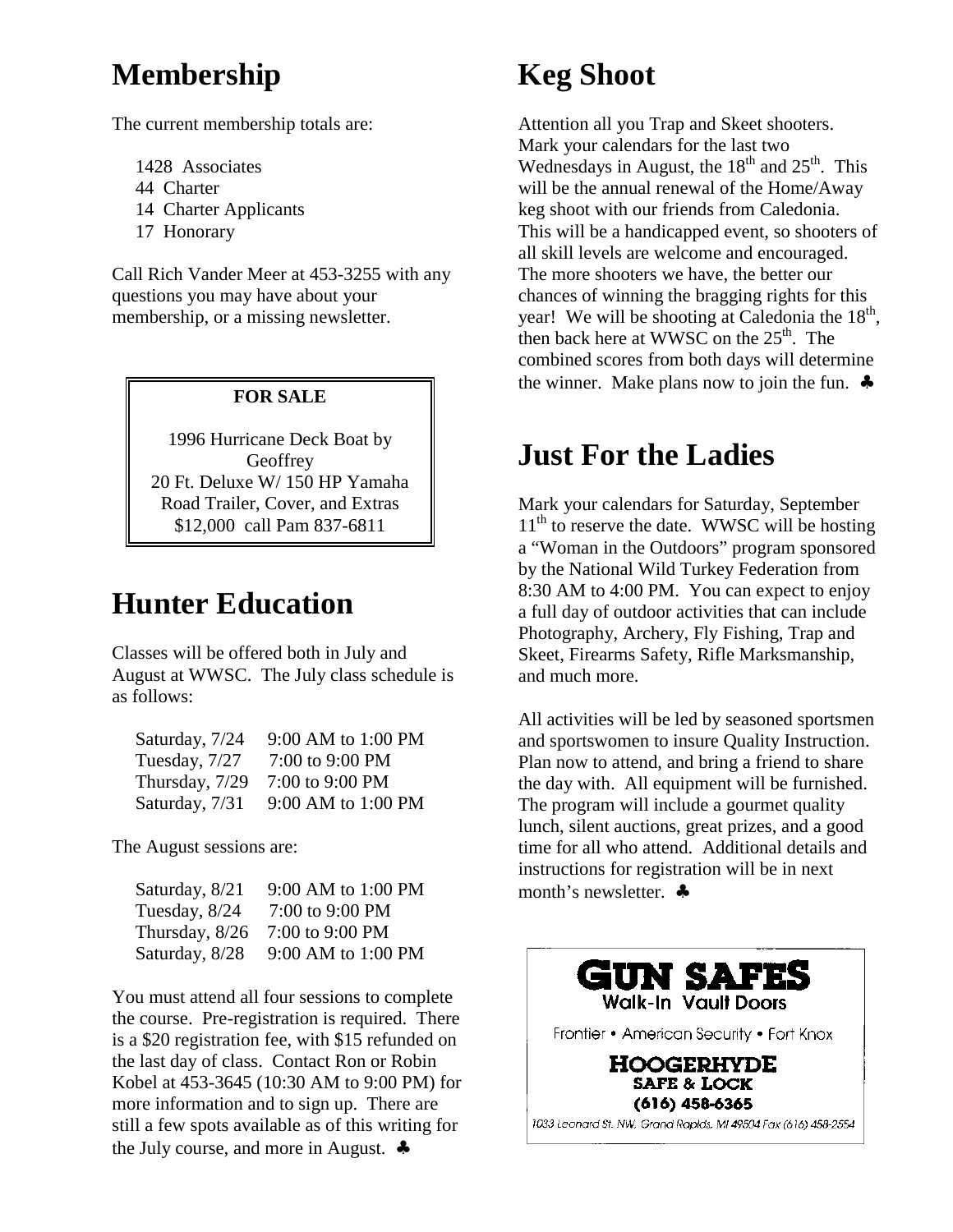## Membership

The current membership totals are:

- 1428 Associates
- 44 Charter
- 14 Charter Applicants
- 17 Honorary

Call Rich Vander Meer at 453-3255 with any questions you may have about your membership, or a missing newsletter.

**FOR SALE**

1996 Hurricane Deck Boat by Geoffrey
20 Ft. Deluxe W/ 150 HP Yamaha
Road Trailer, Cover, and Extras
$12,000 call Pam 837-6811

## Hunter Education

Classes will be offered both in July and August at WWSC. The July class schedule is as follows:

| | |
|---|---|
| Saturday, 7/24 | 9:00 AM to 1:00 PM |
| Tuesday, 7/27 | 7:00 to 9:00 PM |
| Thursday, 7/29 | 7:00 to 9:00 PM |
| Saturday, 7/31 | 9:00 AM to 1:00 PM |

The August sessions are:

| | |
|---|---|
| Saturday, 8/21 | 9:00 AM to 1:00 PM |
| Tuesday, 8/24 | 7:00 to 9:00 PM |
| Thursday, 8/26 | 7:00 to 9:00 PM |
| Saturday, 8/28 | 9:00 AM to 1:00 PM |

You must attend all four sessions to complete the course. Pre-registration is required. There is a $20 registration fee, with $15 refunded on the last day of class. Contact Ron or Robin Kobel at 453-3645 (10:30 AM to 9:00 PM) for more information and to sign up. There are still a few spots available as of this writing for the July course, and more in August. ♣

## Keg Shoot

Attention all you Trap and Skeet shooters. Mark your calendars for the last two Wednesdays in August, the 18th and 25th. This will be the annual renewal of the Home/Away keg shoot with our friends from Caledonia. This will be a handicapped event, so shooters of all skill levels are welcome and encouraged. The more shooters we have, the better our chances of winning the bragging rights for this year! We will be shooting at Caledonia the 18th, then back here at WWSC on the 25th. The combined scores from both days will determine the winner. Make plans now to join the fun. ♣

## Just For the Ladies

Mark your calendars for Saturday, September 11th to reserve the date. WWSC will be hosting a "Woman in the Outdoors" program sponsored by the National Wild Turkey Federation from 8:30 AM to 4:00 PM. You can expect to enjoy a full day of outdoor activities that can include Photography, Archery, Fly Fishing, Trap and Skeet, Firearms Safety, Rifle Marksmanship, and much more.

All activities will be led by seasoned sportsmen and sportswomen to insure Quality Instruction. Plan now to attend, and bring a friend to share the day with. All equipment will be furnished. The program will include a gourmet quality lunch, silent auctions, great prizes, and a good time for all who attend. Additional details and instructions for registration will be in next month's newsletter. ♣

**GUN SAFES**
Walk-In Vault Doors

Frontier • American Security • Fort Knox

**HOOGERHYDE SAFE & LOCK**
**(616) 458-6365**

1033 Leonard St. NW, Grand Rapids, MI 49504 Fax (616) 458-2554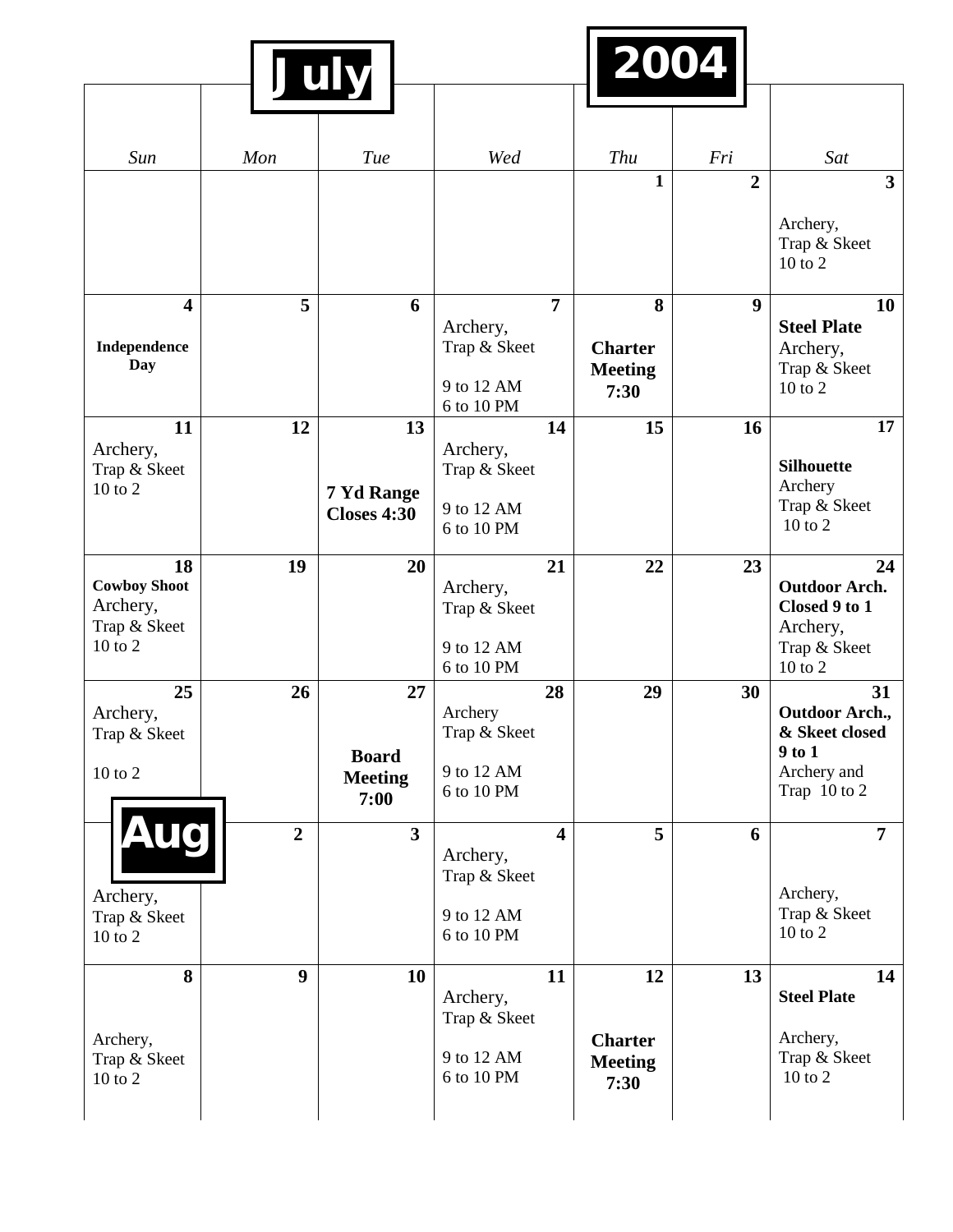# July 2004

| Sun | Mon | Tue | Wed | Thu | Fri | Sat |
|---|---|---|---|---|---|---|
| | | | | **1** | **2** | **3** Archery, Trap & Skeet 10 to 2 |
| **4** **Independence Day** | **5** | **6** | **7** Archery, Trap & Skeet 9 to 12 AM 6 to 10 PM | **8** **Charter Meeting 7:30** | **9** | **10** **Steel Plate** Archery, Trap & Skeet 10 to 2 |
| **11** Archery, Trap & Skeet 10 to 2 | **12** | **13** **7 Yd Range Closes 4:30** | **14** Archery, Trap & Skeet 9 to 12 AM 6 to 10 PM | **15** | **16** | **17** **Silhouette** Archery Trap & Skeet 10 to 2 |
| **18** **Cowboy Shoot** Archery, Trap & Skeet 10 to 2 | **19** | **20** | **21** Archery, Trap & Skeet 9 to 12 AM 6 to 10 PM | **22** | **23** | **24** **Outdoor Arch. Closed 9 to 1** Archery, Trap & Skeet 10 to 2 |
| **25** Archery, Trap & Skeet 10 to 2 | **26** | **27** **Board Meeting 7:00** | **28** Archery Trap & Skeet 9 to 12 AM 6 to 10 PM | **29** | **30** | **31** **Outdoor Arch., & Skeet closed 9 to 1** Archery and Trap 10 to 2 |
| **Aug** Archery, Trap & Skeet 10 to 2 | **2** | **3** | **4** Archery, Trap & Skeet 9 to 12 AM 6 to 10 PM | **5** | **6** | **7** Archery, Trap & Skeet 10 to 2 |
| **8** Archery, Trap & Skeet 10 to 2 | **9** | **10** | **11** Archery, Trap & Skeet 9 to 12 AM 6 to 10 PM | **12** **Charter Meeting 7:30** | **13** | **14** **Steel Plate** Archery, Trap & Skeet 10 to 2 |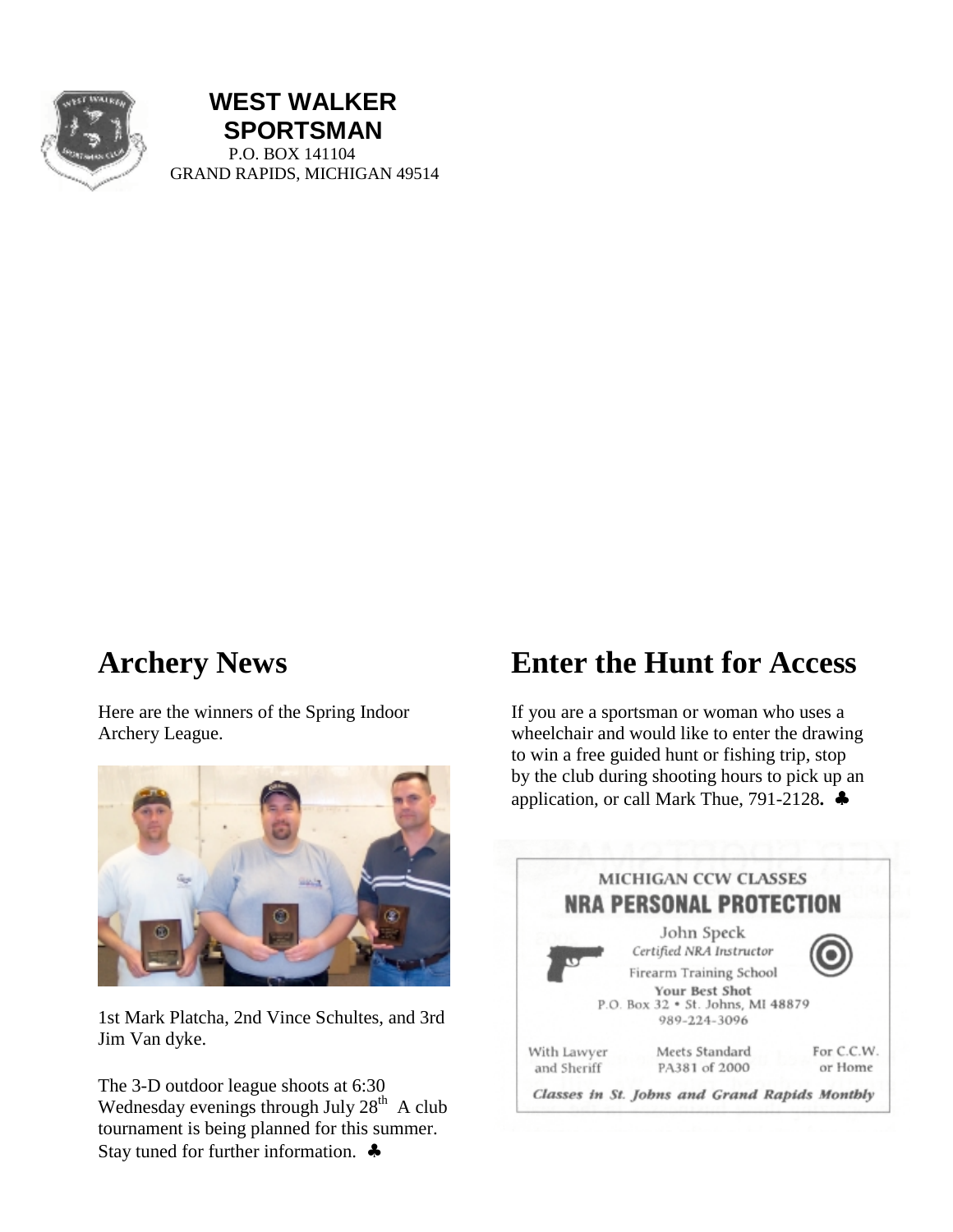**WEST WALKER SPORTSMAN**
P.O. BOX 141104
GRAND RAPIDS, MICHIGAN 49514

# Archery News

Here are the winners of the Spring Indoor Archery League.

1st Mark Platcha, 2nd Vince Schultes, and 3rd Jim Van dyke.

The 3-D outdoor league shoots at 6:30 Wednesday evenings through July 28th A club tournament is being planned for this summer. Stay tuned for further information. ♣

# Enter the Hunt for Access

If you are a sportsman or woman who uses a wheelchair and would like to enter the drawing to win a free guided hunt or fishing trip, stop by the club during shooting hours to pick up an application, or call Mark Thue, 791-2128. ♣

MICHIGAN CCW CLASSES
**NRA PERSONAL PROTECTION**
John Speck
*Certified NRA Instructor*
Firearm Training School
**Your Best Shot**
P.O. Box 32 • St. Johns, MI 48879
989-224-3096

With Lawyer and Sheriff — Meets Standard PA381 of 2000 — For C.C.W. or Home

***Classes in St. Johns and Grand Rapids Monthly***